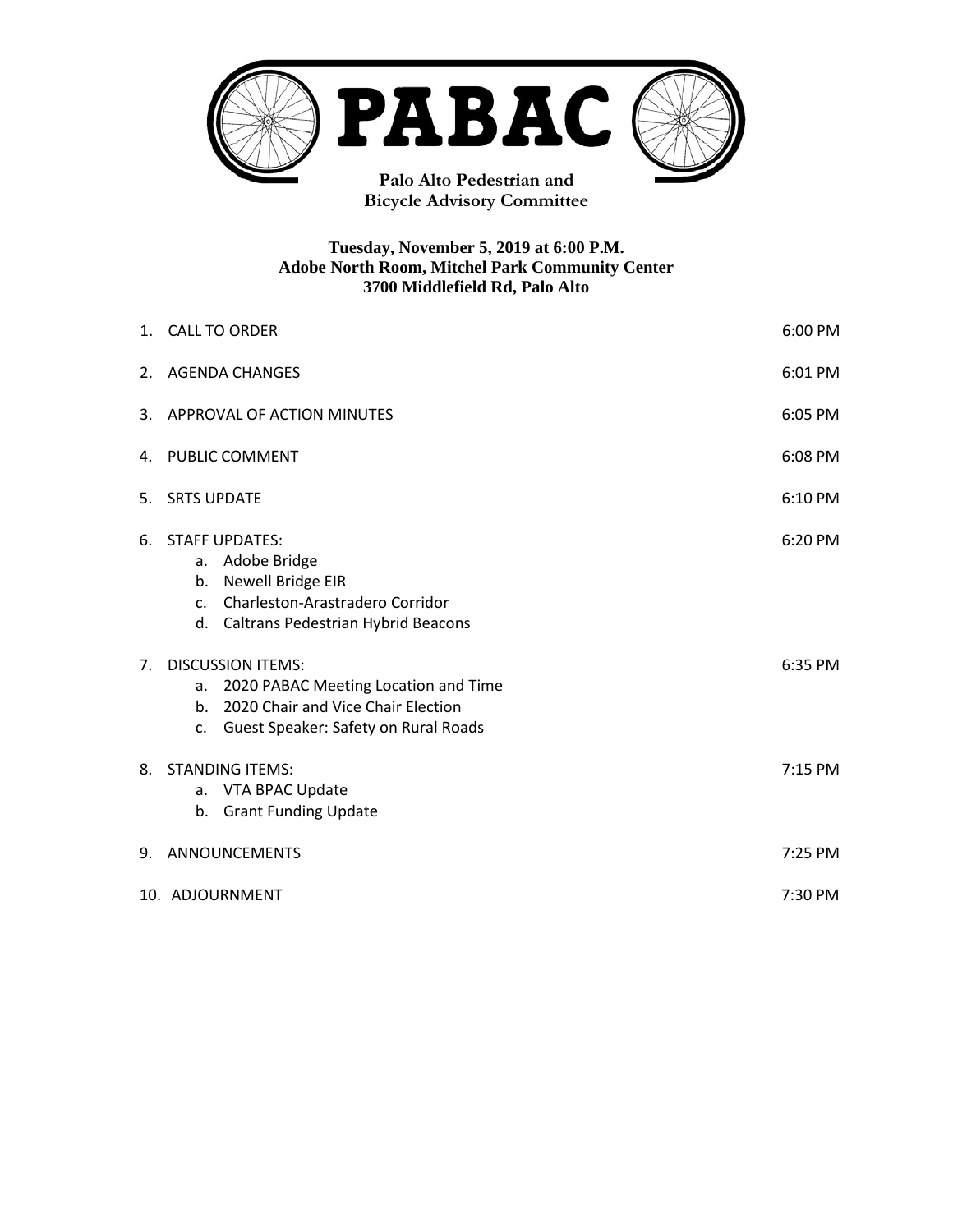# PABAC

**Palo Alto Pedestrian and Bicycle Advisory Committee**

**Tuesday, November 5, 2019 at 6:00 P.M.**
**Adobe North Room, Mitchel Park Community Center**
**3700 Middlefield Rd, Palo Alto**

| | |
|---|---|
| 1. CALL TO ORDER | 6:00 PM |
| 2. AGENDA CHANGES | 6:01 PM |
| 3. APPROVAL OF ACTION MINUTES | 6:05 PM |
| 4. PUBLIC COMMENT | 6:08 PM |
| 5. SRTS UPDATE | 6:10 PM |
| 6. STAFF UPDATES:<br>a. Adobe Bridge<br>b. Newell Bridge EIR<br>c. Charleston-Arastradero Corridor<br>d. Caltrans Pedestrian Hybrid Beacons | 6:20 PM |
| 7. DISCUSSION ITEMS:<br>a. 2020 PABAC Meeting Location and Time<br>b. 2020 Chair and Vice Chair Election<br>c. Guest Speaker: Safety on Rural Roads | 6:35 PM |
| 8. STANDING ITEMS:<br>a. VTA BPAC Update<br>b. Grant Funding Update | 7:15 PM |
| 9. ANNOUNCEMENTS | 7:25 PM |
| 10. ADJOURNMENT | 7:30 PM |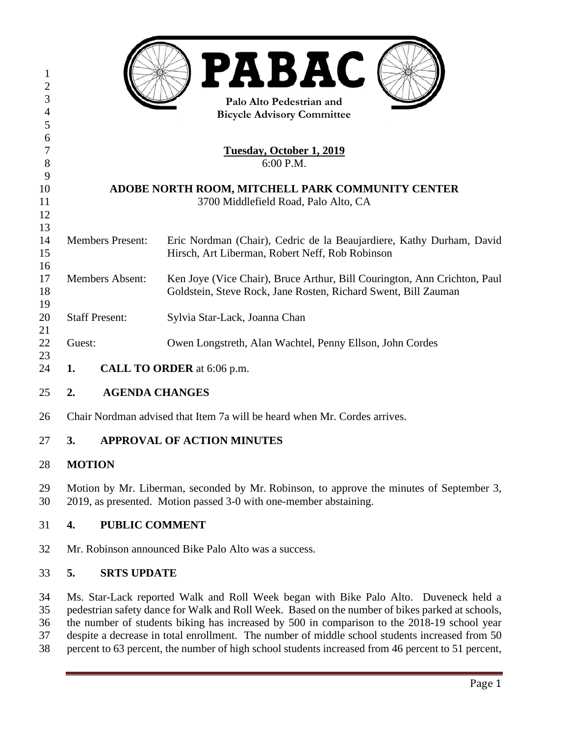# PABAC

**Palo Alto Pedestrian and Bicycle Advisory Committee**

**Tuesday, October 1, 2019**
6:00 P.M.

**ADOBE NORTH ROOM, MITCHELL PARK COMMUNITY CENTER**
3700 Middlefield Road, Palo Alto, CA

| | |
|---|---|
| Members Present: | Eric Nordman (Chair), Cedric de la Beaujardiere, Kathy Durham, David Hirsch, Art Liberman, Robert Neff, Rob Robinson |
| Members Absent: | Ken Joye (Vice Chair), Bruce Arthur, Bill Courington, Ann Crichton, Paul Goldstein, Steve Rock, Jane Rosten, Richard Swent, Bill Zauman |
| Staff Present: | Sylvia Star-Lack, Joanna Chan |
| Guest: | Owen Longstreth, Alan Wachtel, Penny Ellson, John Cordes |

## 1. CALL TO ORDER at 6:06 p.m.

## 2. AGENDA CHANGES

Chair Nordman advised that Item 7a will be heard when Mr. Cordes arrives.

## 3. APPROVAL OF ACTION MINUTES

**MOTION**

Motion by Mr. Liberman, seconded by Mr. Robinson, to approve the minutes of September 3, 2019, as presented. Motion passed 3-0 with one-member abstaining.

## 4. PUBLIC COMMENT

Mr. Robinson announced Bike Palo Alto was a success.

## 5. SRTS UPDATE

Ms. Star-Lack reported Walk and Roll Week began with Bike Palo Alto. Duveneck held a pedestrian safety dance for Walk and Roll Week. Based on the number of bikes parked at schools, the number of students biking has increased by 500 in comparison to the 2018-19 school year despite a decrease in total enrollment. The number of middle school students increased from 50 percent to 63 percent, the number of high school students increased from 46 percent to 51 percent,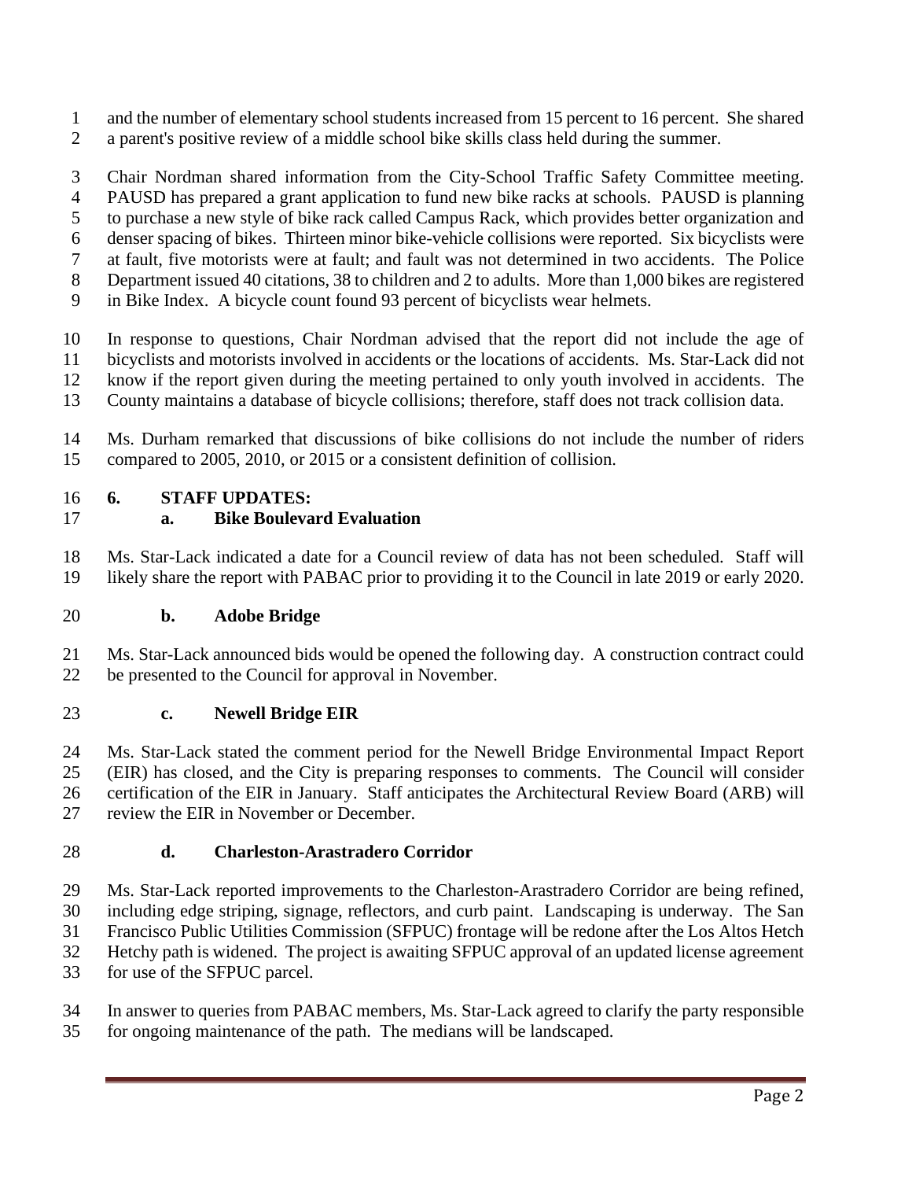and the number of elementary school students increased from 15 percent to 16 percent. She shared a parent's positive review of a middle school bike skills class held during the summer.

Chair Nordman shared information from the City-School Traffic Safety Committee meeting. PAUSD has prepared a grant application to fund new bike racks at schools. PAUSD is planning to purchase a new style of bike rack called Campus Rack, which provides better organization and denser spacing of bikes. Thirteen minor bike-vehicle collisions were reported. Six bicyclists were at fault, five motorists were at fault; and fault was not determined in two accidents. The Police Department issued 40 citations, 38 to children and 2 to adults. More than 1,000 bikes are registered in Bike Index. A bicycle count found 93 percent of bicyclists wear helmets.

In response to questions, Chair Nordman advised that the report did not include the age of bicyclists and motorists involved in accidents or the locations of accidents. Ms. Star-Lack did not know if the report given during the meeting pertained to only youth involved in accidents. The County maintains a database of bicycle collisions; therefore, staff does not track collision data.

Ms. Durham remarked that discussions of bike collisions do not include the number of riders compared to 2005, 2010, or 2015 or a consistent definition of collision.

## 6. STAFF UPDATES:

### a. Bike Boulevard Evaluation

Ms. Star-Lack indicated a date for a Council review of data has not been scheduled. Staff will likely share the report with PABAC prior to providing it to the Council in late 2019 or early 2020.

### b. Adobe Bridge

Ms. Star-Lack announced bids would be opened the following day. A construction contract could be presented to the Council for approval in November.

### c. Newell Bridge EIR

Ms. Star-Lack stated the comment period for the Newell Bridge Environmental Impact Report (EIR) has closed, and the City is preparing responses to comments. The Council will consider certification of the EIR in January. Staff anticipates the Architectural Review Board (ARB) will review the EIR in November or December.

### d. Charleston-Arastradero Corridor

Ms. Star-Lack reported improvements to the Charleston-Arastradero Corridor are being refined, including edge striping, signage, reflectors, and curb paint. Landscaping is underway. The San Francisco Public Utilities Commission (SFPUC) frontage will be redone after the Los Altos Hetch Hetchy path is widened. The project is awaiting SFPUC approval of an updated license agreement for use of the SFPUC parcel.

In answer to queries from PABAC members, Ms. Star-Lack agreed to clarify the party responsible for ongoing maintenance of the path. The medians will be landscaped.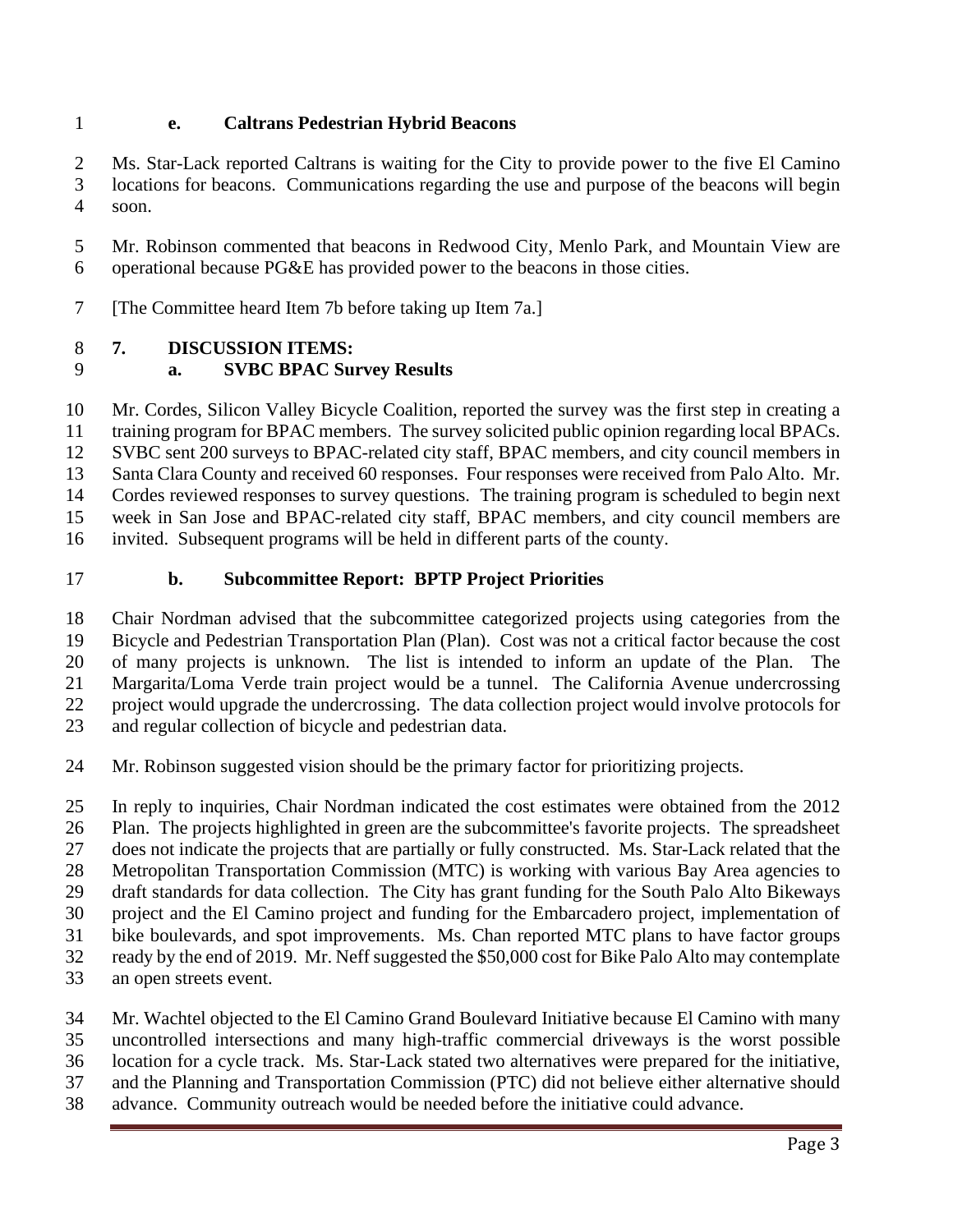**e. Caltrans Pedestrian Hybrid Beacons**

Ms. Star-Lack reported Caltrans is waiting for the City to provide power to the five El Camino locations for beacons. Communications regarding the use and purpose of the beacons will begin soon.

Mr. Robinson commented that beacons in Redwood City, Menlo Park, and Mountain View are operational because PG&E has provided power to the beacons in those cities.

[The Committee heard Item 7b before taking up Item 7a.]

**7. DISCUSSION ITEMS:**

**a. SVBC BPAC Survey Results**

Mr. Cordes, Silicon Valley Bicycle Coalition, reported the survey was the first step in creating a training program for BPAC members. The survey solicited public opinion regarding local BPACs. SVBC sent 200 surveys to BPAC-related city staff, BPAC members, and city council members in Santa Clara County and received 60 responses. Four responses were received from Palo Alto. Mr. Cordes reviewed responses to survey questions. The training program is scheduled to begin next week in San Jose and BPAC-related city staff, BPAC members, and city council members are invited. Subsequent programs will be held in different parts of the county.

**b. Subcommittee Report: BPTP Project Priorities**

Chair Nordman advised that the subcommittee categorized projects using categories from the Bicycle and Pedestrian Transportation Plan (Plan). Cost was not a critical factor because the cost of many projects is unknown. The list is intended to inform an update of the Plan. The Margarita/Loma Verde train project would be a tunnel. The California Avenue undercrossing project would upgrade the undercrossing. The data collection project would involve protocols for and regular collection of bicycle and pedestrian data.

Mr. Robinson suggested vision should be the primary factor for prioritizing projects.

In reply to inquiries, Chair Nordman indicated the cost estimates were obtained from the 2012 Plan. The projects highlighted in green are the subcommittee's favorite projects. The spreadsheet does not indicate the projects that are partially or fully constructed. Ms. Star-Lack related that the Metropolitan Transportation Commission (MTC) is working with various Bay Area agencies to draft standards for data collection. The City has grant funding for the South Palo Alto Bikeways project and the El Camino project and funding for the Embarcadero project, implementation of bike boulevards, and spot improvements. Ms. Chan reported MTC plans to have factor groups ready by the end of 2019. Mr. Neff suggested the $50,000 cost for Bike Palo Alto may contemplate an open streets event.

Mr. Wachtel objected to the El Camino Grand Boulevard Initiative because El Camino with many uncontrolled intersections and many high-traffic commercial driveways is the worst possible location for a cycle track. Ms. Star-Lack stated two alternatives were prepared for the initiative, and the Planning and Transportation Commission (PTC) did not believe either alternative should advance. Community outreach would be needed before the initiative could advance.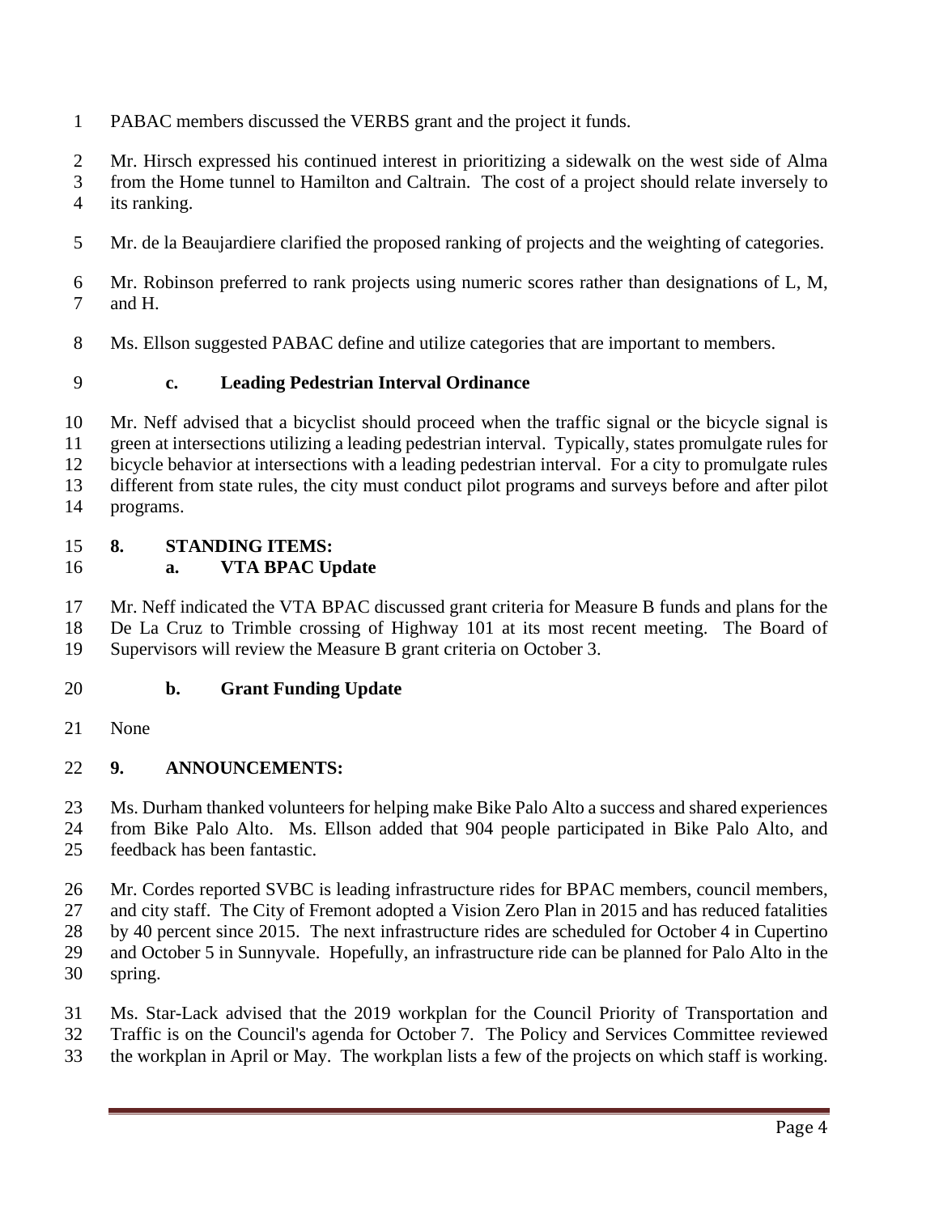PABAC members discussed the VERBS grant and the project it funds.

Mr. Hirsch expressed his continued interest in prioritizing a sidewalk on the west side of Alma from the Home tunnel to Hamilton and Caltrain. The cost of a project should relate inversely to its ranking.

Mr. de la Beaujardiere clarified the proposed ranking of projects and the weighting of categories.

Mr. Robinson preferred to rank projects using numeric scores rather than designations of L, M, and H.

Ms. Ellson suggested PABAC define and utilize categories that are important to members.

### c. Leading Pedestrian Interval Ordinance

Mr. Neff advised that a bicyclist should proceed when the traffic signal or the bicycle signal is green at intersections utilizing a leading pedestrian interval. Typically, states promulgate rules for bicycle behavior at intersections with a leading pedestrian interval. For a city to promulgate rules different from state rules, the city must conduct pilot programs and surveys before and after pilot programs.

## 8. STANDING ITEMS:

### a. VTA BPAC Update

Mr. Neff indicated the VTA BPAC discussed grant criteria for Measure B funds and plans for the De La Cruz to Trimble crossing of Highway 101 at its most recent meeting. The Board of Supervisors will review the Measure B grant criteria on October 3.

### b. Grant Funding Update

None

## 9. ANNOUNCEMENTS:

Ms. Durham thanked volunteers for helping make Bike Palo Alto a success and shared experiences from Bike Palo Alto. Ms. Ellson added that 904 people participated in Bike Palo Alto, and feedback has been fantastic.

Mr. Cordes reported SVBC is leading infrastructure rides for BPAC members, council members, and city staff. The City of Fremont adopted a Vision Zero Plan in 2015 and has reduced fatalities by 40 percent since 2015. The next infrastructure rides are scheduled for October 4 in Cupertino and October 5 in Sunnyvale. Hopefully, an infrastructure ride can be planned for Palo Alto in the spring.

Ms. Star-Lack advised that the 2019 workplan for the Council Priority of Transportation and Traffic is on the Council's agenda for October 7. The Policy and Services Committee reviewed the workplan in April or May. The workplan lists a few of the projects on which staff is working.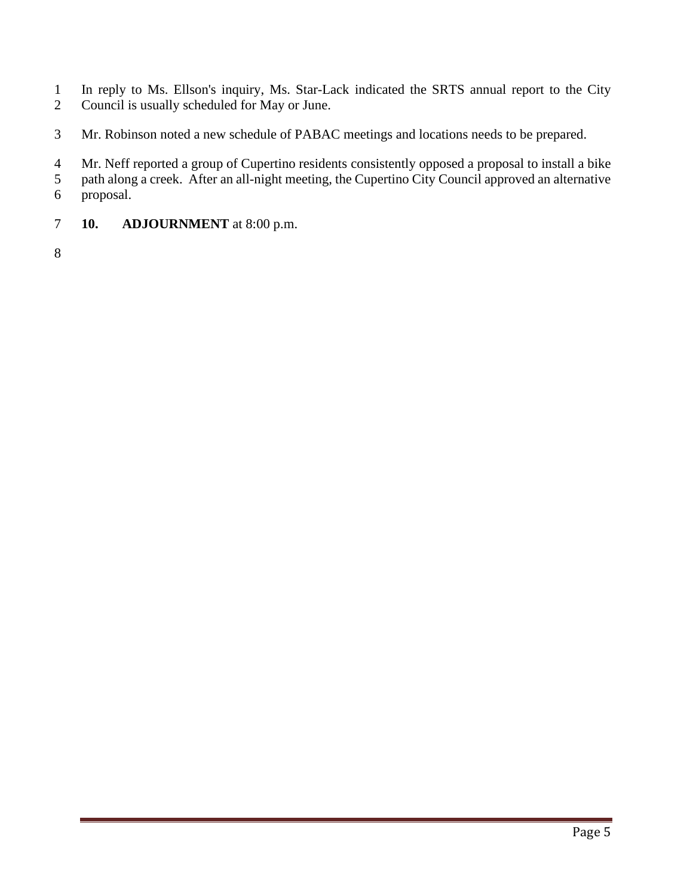In reply to Ms. Ellson's inquiry, Ms. Star-Lack indicated the SRTS annual report to the City Council is usually scheduled for May or June.

Mr. Robinson noted a new schedule of PABAC meetings and locations needs to be prepared.

Mr. Neff reported a group of Cupertino residents consistently opposed a proposal to install a bike path along a creek. After an all-night meeting, the Cupertino City Council approved an alternative proposal.

**10. ADJOURNMENT** at 8:00 p.m.